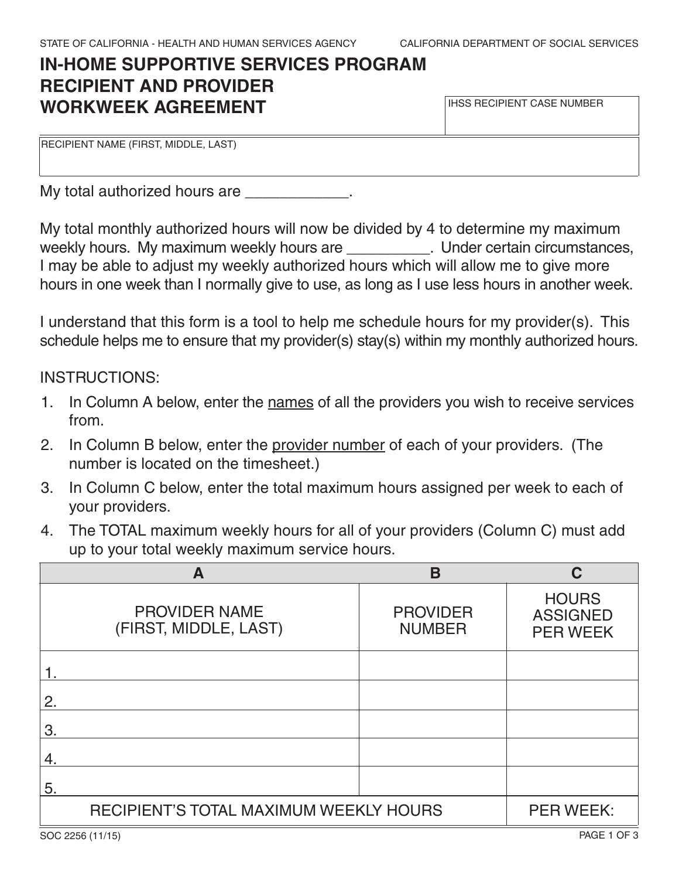STATE OF CALIFORNIA - HEALTH AND HUMAN SERVICES AGENCY

CALIFORNIA DEPARTMENT OF SOCIAL SERVICES

# IN-HOME SUPPORTIVE SERVICES PROGRAM RECIPIENT AND PROVIDER WORKWEEK AGREEMENT

| IHSS RECIPIENT CASE NUMBER |
|---|
| |

| RECIPIENT NAME (FIRST, MIDDLE, LAST) |
|---|
| |

My total authorized hours are ____________.

My total monthly authorized hours will now be divided by 4 to determine my maximum weekly hours. My maximum weekly hours are __________. Under certain circumstances, I may be able to adjust my weekly authorized hours which will allow me to give more hours in one week than I normally give to use, as long as I use less hours in another week.

I understand that this form is a tool to help me schedule hours for my provider(s). This schedule helps me to ensure that my provider(s) stay(s) within my monthly authorized hours.

INSTRUCTIONS:

1. In Column A below, enter the names of all the providers you wish to receive services from.
2. In Column B below, enter the provider number of each of your providers. (The number is located on the timesheet.)
3. In Column C below, enter the total maximum hours assigned per week to each of your providers.
4. The TOTAL maximum weekly hours for all of your providers (Column C) must add up to your total weekly maximum service hours.

| A | B | C |
|---|---|---|
| PROVIDER NAME (FIRST, MIDDLE, LAST) | PROVIDER NUMBER | HOURS ASSIGNED PER WEEK |
| 1. | | |
| 2. | | |
| 3. | | |
| 4. | | |
| 5. | | |
| RECIPIENT'S TOTAL MAXIMUM WEEKLY HOURS | | PER WEEK: |

SOC 2256 (11/15)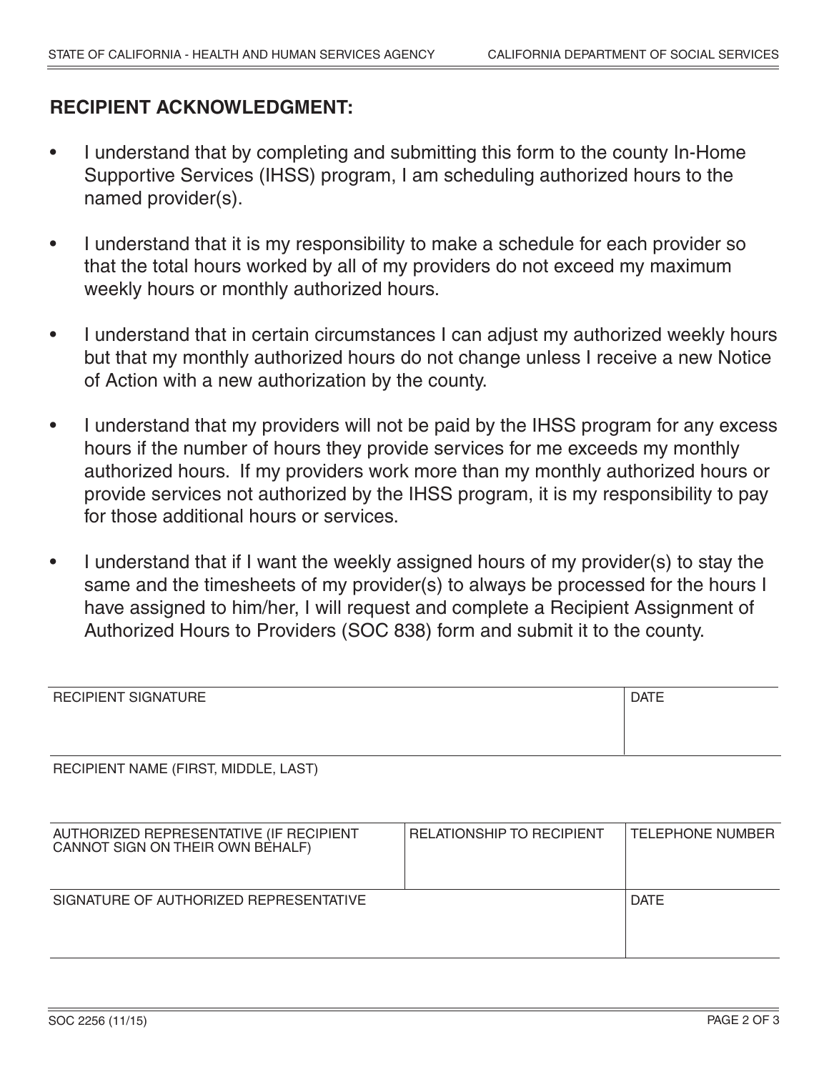## RECIPIENT ACKNOWLEDGMENT:

- I understand that by completing and submitting this form to the county In-Home Supportive Services (IHSS) program, I am scheduling authorized hours to the named provider(s).
- I understand that it is my responsibility to make a schedule for each provider so that the total hours worked by all of my providers do not exceed my maximum weekly hours or monthly authorized hours.
- I understand that in certain circumstances I can adjust my authorized weekly hours but that my monthly authorized hours do not change unless I receive a new Notice of Action with a new authorization by the county.
- I understand that my providers will not be paid by the IHSS program for any excess hours if the number of hours they provide services for me exceeds my monthly authorized hours. If my providers work more than my monthly authorized hours or provide services not authorized by the IHSS program, it is my responsibility to pay for those additional hours or services.
- I understand that if I want the weekly assigned hours of my provider(s) to stay the same and the timesheets of my provider(s) to always be processed for the hours I have assigned to him/her, I will request and complete a Recipient Assignment of Authorized Hours to Providers (SOC 838) form and submit it to the county.

| RECIPIENT SIGNATURE | | DATE |
|---|---|---|
| | | |
| RECIPIENT NAME (FIRST, MIDDLE, LAST) | | |
| | | |
| AUTHORIZED REPRESENTATIVE (IF RECIPIENT CANNOT SIGN ON THEIR OWN BEHALF) | RELATIONSHIP TO RECIPIENT | TELEPHONE NUMBER |
| | | |
| SIGNATURE OF AUTHORIZED REPRESENTATIVE | | DATE |
| | | |

SOC 2256 (11/15)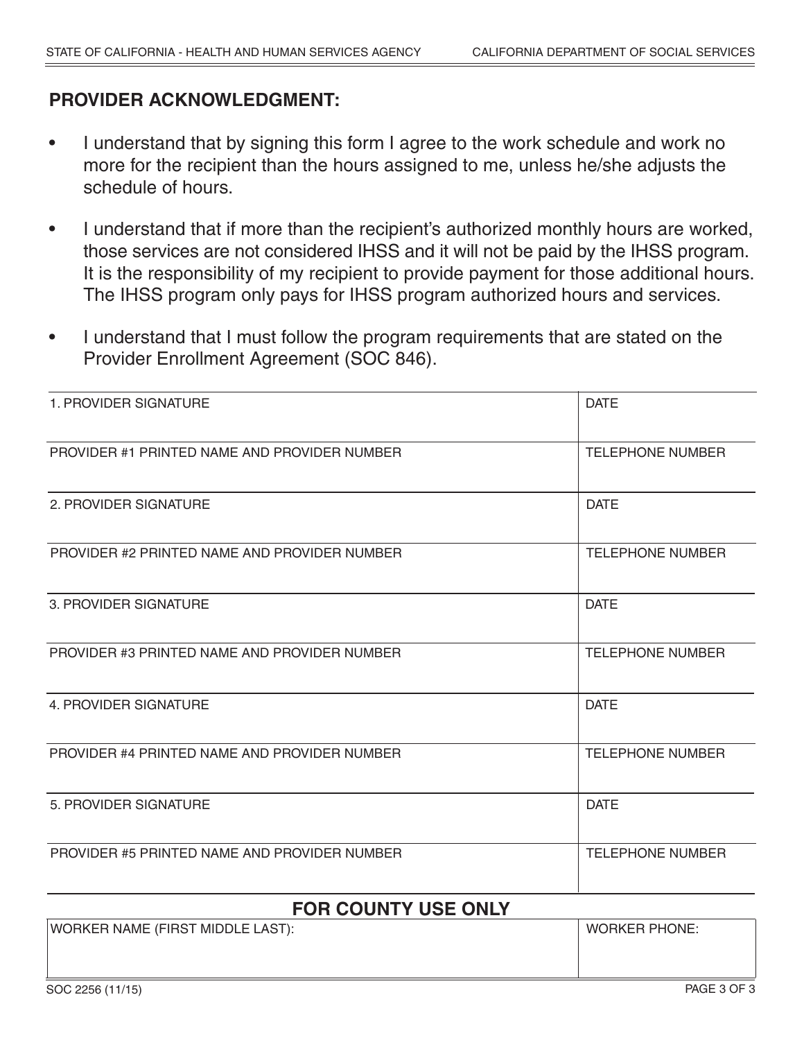## PROVIDER ACKNOWLEDGMENT:

- I understand that by signing this form I agree to the work schedule and work no more for the recipient than the hours assigned to me, unless he/she adjusts the schedule of hours.
- I understand that if more than the recipient's authorized monthly hours are worked, those services are not considered IHSS and it will not be paid by the IHSS program. It is the responsibility of my recipient to provide payment for those additional hours. The IHSS program only pays for IHSS program authorized hours and services.
- I understand that I must follow the program requirements that are stated on the Provider Enrollment Agreement (SOC 846).

| | |
|---|---|
| 1. PROVIDER SIGNATURE | DATE |
| PROVIDER #1 PRINTED NAME AND PROVIDER NUMBER | TELEPHONE NUMBER |
| 2. PROVIDER SIGNATURE | DATE |
| PROVIDER #2 PRINTED NAME AND PROVIDER NUMBER | TELEPHONE NUMBER |
| 3. PROVIDER SIGNATURE | DATE |
| PROVIDER #3 PRINTED NAME AND PROVIDER NUMBER | TELEPHONE NUMBER |
| 4. PROVIDER SIGNATURE | DATE |
| PROVIDER #4 PRINTED NAME AND PROVIDER NUMBER | TELEPHONE NUMBER |
| 5. PROVIDER SIGNATURE | DATE |
| PROVIDER #5 PRINTED NAME AND PROVIDER NUMBER | TELEPHONE NUMBER |

### FOR COUNTY USE ONLY

| | |
|---|---|
| WORKER NAME (FIRST MIDDLE LAST): | WORKER PHONE: |

SOC 2256 (11/15)